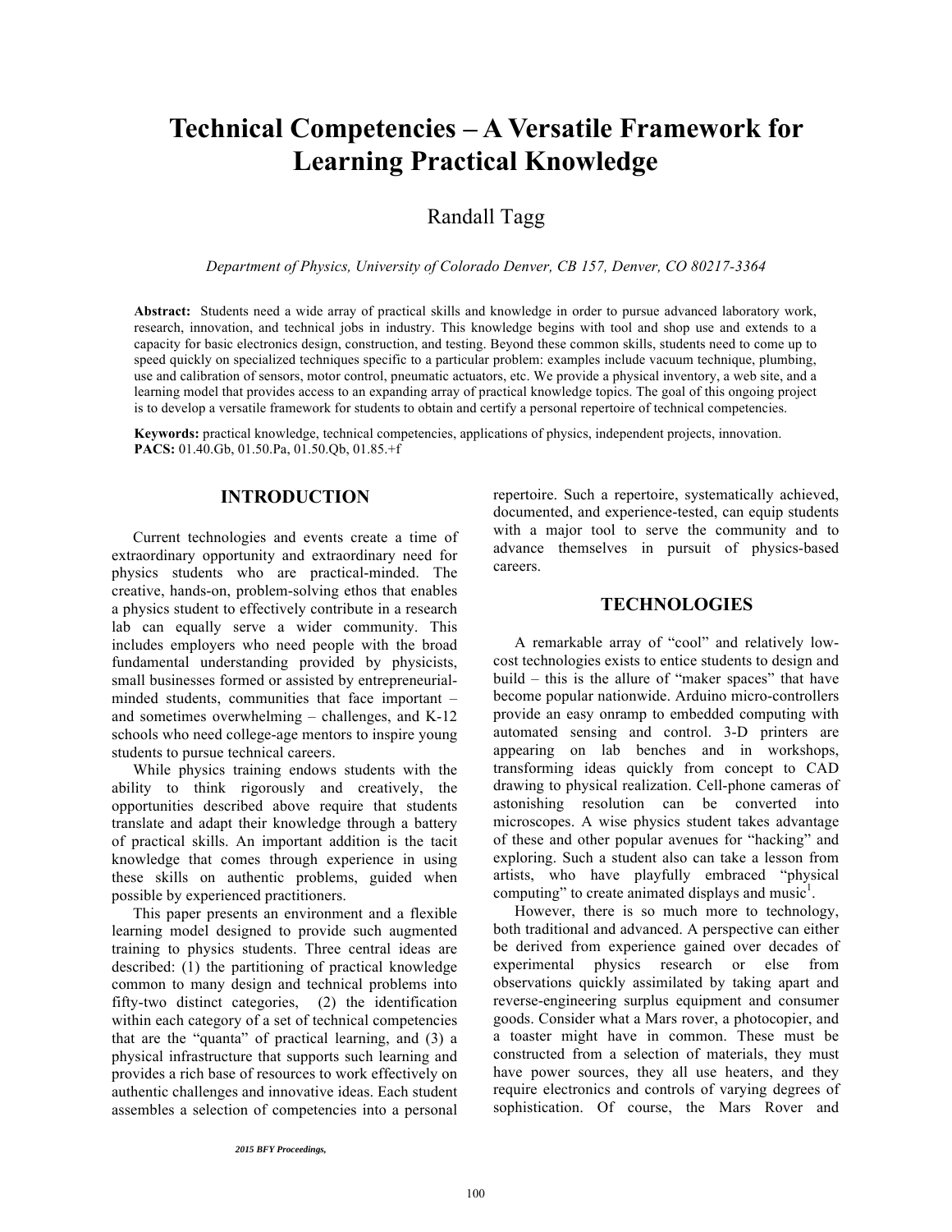# Technical Competencies – A Versatile Framework for Learning Practical Knowledge

Randall Tagg

*Department of Physics, University of Colorado Denver, CB 157, Denver, CO 80217-3364*

**Abstract:** Students need a wide array of practical skills and knowledge in order to pursue advanced laboratory work, research, innovation, and technical jobs in industry. This knowledge begins with tool and shop use and extends to a capacity for basic electronics design, construction, and testing. Beyond these common skills, students need to come up to speed quickly on specialized techniques specific to a particular problem: examples include vacuum technique, plumbing, use and calibration of sensors, motor control, pneumatic actuators, etc. We provide a physical inventory, a web site, and a learning model that provides access to an expanding array of practical knowledge topics. The goal of this ongoing project is to develop a versatile framework for students to obtain and certify a personal repertoire of technical competencies.

**Keywords:** practical knowledge, technical competencies, applications of physics, independent projects, innovation.
**PACS:** 01.40.Gb, 01.50.Pa, 01.50.Qb, 01.85.+f

## INTRODUCTION

Current technologies and events create a time of extraordinary opportunity and extraordinary need for physics students who are practical-minded. The creative, hands-on, problem-solving ethos that enables a physics student to effectively contribute in a research lab can equally serve a wider community. This includes employers who need people with the broad fundamental understanding provided by physicists, small businesses formed or assisted by entrepreneurial-minded students, communities that face important – and sometimes overwhelming – challenges, and K-12 schools who need college-age mentors to inspire young students to pursue technical careers.

While physics training endows students with the ability to think rigorously and creatively, the opportunities described above require that students translate and adapt their knowledge through a battery of practical skills. An important addition is the tacit knowledge that comes through experience in using these skills on authentic problems, guided when possible by experienced practitioners.

This paper presents an environment and a flexible learning model designed to provide such augmented training to physics students. Three central ideas are described: (1) the partitioning of practical knowledge common to many design and technical problems into fifty-two distinct categories, (2) the identification within each category of a set of technical competencies that are the "quanta" of practical learning, and (3) a physical infrastructure that supports such learning and provides a rich base of resources to work effectively on authentic challenges and innovative ideas. Each student assembles a selection of competencies into a personal repertoire. Such a repertoire, systematically achieved, documented, and experience-tested, can equip students with a major tool to serve the community and to advance themselves in pursuit of physics-based careers.

## TECHNOLOGIES

A remarkable array of "cool" and relatively low-cost technologies exists to entice students to design and build – this is the allure of "maker spaces" that have become popular nationwide. Arduino micro-controllers provide an easy onramp to embedded computing with automated sensing and control. 3-D printers are appearing on lab benches and in workshops, transforming ideas quickly from concept to CAD drawing to physical realization. Cell-phone cameras of astonishing resolution can be converted into microscopes. A wise physics student takes advantage of these and other popular avenues for "hacking" and exploring. Such a student also can take a lesson from artists, who have playfully embraced "physical computing" to create animated displays and music[1].

However, there is so much more to technology, both traditional and advanced. A perspective can either be derived from experience gained over decades of experimental physics research or else from observations quickly assimilated by taking apart and reverse-engineering surplus equipment and consumer goods. Consider what a Mars rover, a photocopier, and a toaster might have in common. These must be constructed from a selection of materials, they must have power sources, they all use heaters, and they require electronics and controls of varying degrees of sophistication. Of course, the Mars Rover and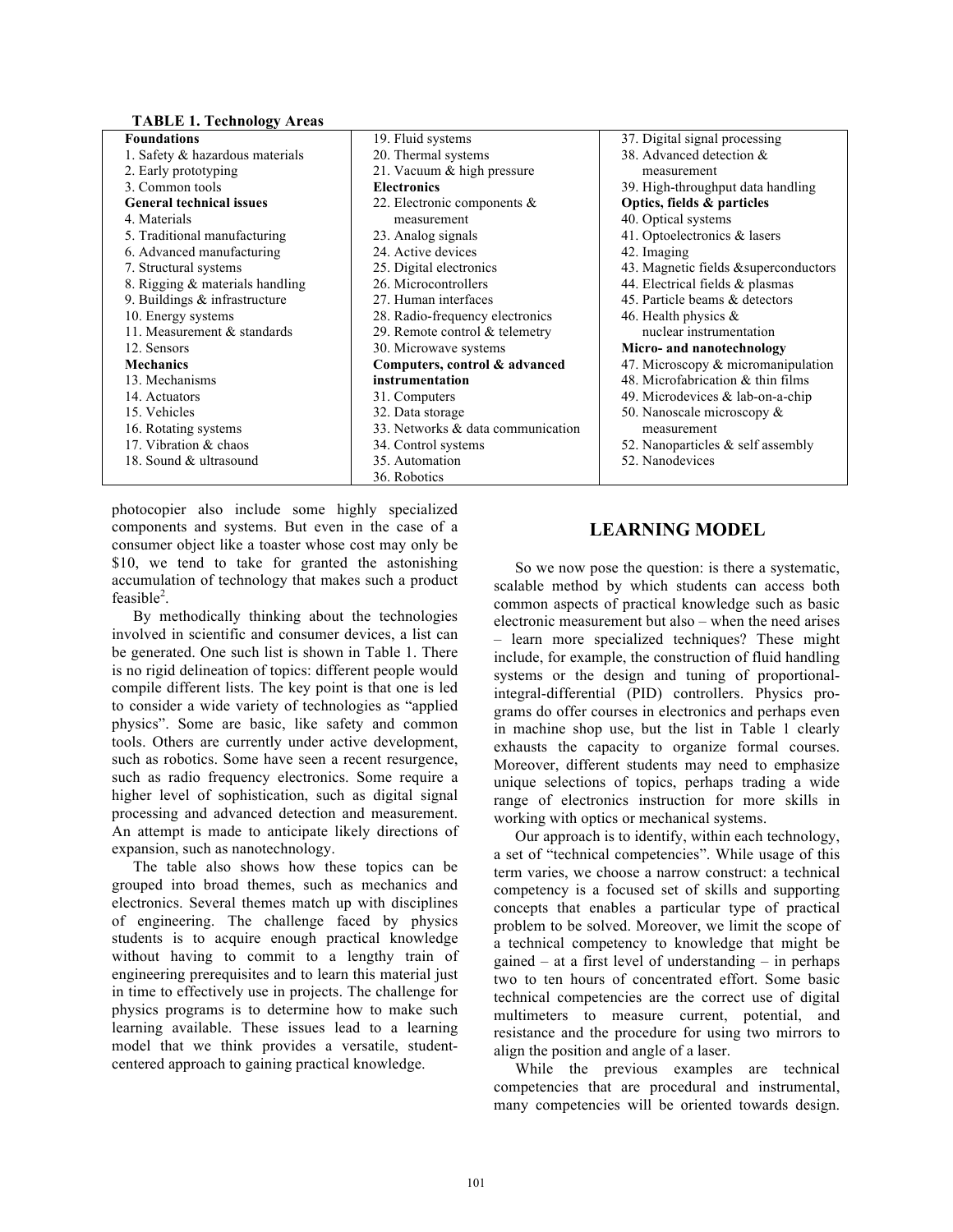**TABLE 1. Technology Areas**

| | | |
|---|---|---|
| **Foundations** | 19. Fluid systems | 37. Digital signal processing |
| 1. Safety & hazardous materials | 20. Thermal systems | 38. Advanced detection & measurement |
| 2. Early prototyping | 21. Vacuum & high pressure | 39. High-throughput data handling |
| 3. Common tools | **Electronics** | **Optics, fields & particles** |
| **General technical issues** | 22. Electronic components & measurement | 40. Optical systems |
| 4. Materials | 23. Analog signals | 41. Optoelectronics & lasers |
| 5. Traditional manufacturing | 24. Active devices | 42. Imaging |
| 6. Advanced manufacturing | 25. Digital electronics | 43. Magnetic fields &superconductors |
| 7. Structural systems | 26. Microcontrollers | 44. Electrical fields & plasmas |
| 8. Rigging & materials handling | 27. Human interfaces | 45. Particle beams & detectors |
| 9. Buildings & infrastructure | 28. Radio-frequency electronics | 46. Health physics & nuclear instrumentation |
| 10. Energy systems | 29. Remote control & telemetry | **Micro- and nanotechnology** |
| 11. Measurement & standards | 30. Microwave systems | 47. Microscopy & micromanipulation |
| 12. Sensors | **Computers, control & advanced instrumentation** | 48. Microfabrication & thin films |
| **Mechanics** | 31. Computers | 49. Microdevices & lab-on-a-chip |
| 13. Mechanisms | 32. Data storage | 50. Nanoscale microscopy & measurement |
| 14. Actuators | 33. Networks & data communication | 52. Nanoparticles & self assembly |
| 15. Vehicles | 34. Control systems | 52. Nanodevices |
| 16. Rotating systems | 35. Automation | |
| 17. Vibration & chaos | 36. Robotics | |
| 18. Sound & ultrasound | | |

photocopier also include some highly specialized components and systems. But even in the case of a consumer object like a toaster whose cost may only be $10, we tend to take for granted the astonishing accumulation of technology that makes such a product feasible[2].

By methodically thinking about the technologies involved in scientific and consumer devices, a list can be generated. One such list is shown in Table 1. There is no rigid delineation of topics: different people would compile different lists. The key point is that one is led to consider a wide variety of technologies as "applied physics". Some are basic, like safety and common tools. Others are currently under active development, such as robotics. Some have seen a recent resurgence, such as radio frequency electronics. Some require a higher level of sophistication, such as digital signal processing and advanced detection and measurement. An attempt is made to anticipate likely directions of expansion, such as nanotechnology.

The table also shows how these topics can be grouped into broad themes, such as mechanics and electronics. Several themes match up with disciplines of engineering. The challenge faced by physics students is to acquire enough practical knowledge without having to commit to a lengthy train of engineering prerequisites and to learn this material just in time to effectively use in projects. The challenge for physics programs is to determine how to make such learning available. These issues lead to a learning model that we think provides a versatile, student-centered approach to gaining practical knowledge.

## LEARNING MODEL

So we now pose the question: is there a systematic, scalable method by which students can access both common aspects of practical knowledge such as basic electronic measurement but also – when the need arises – learn more specialized techniques? These might include, for example, the construction of fluid handling systems or the design and tuning of proportional-integral-differential (PID) controllers. Physics programs do offer courses in electronics and perhaps even in machine shop use, but the list in Table 1 clearly exhausts the capacity to organize formal courses. Moreover, different students may need to emphasize unique selections of topics, perhaps trading a wide range of electronics instruction for more skills in working with optics or mechanical systems.

Our approach is to identify, within each technology, a set of "technical competencies". While usage of this term varies, we choose a narrow construct: a technical competency is a focused set of skills and supporting concepts that enables a particular type of practical problem to be solved. Moreover, we limit the scope of a technical competency to knowledge that might be gained – at a first level of understanding – in perhaps two to ten hours of concentrated effort. Some basic technical competencies are the correct use of digital multimeters to measure current, potential, and resistance and the procedure for using two mirrors to align the position and angle of a laser.

While the previous examples are technical competencies that are procedural and instrumental, many competencies will be oriented towards design.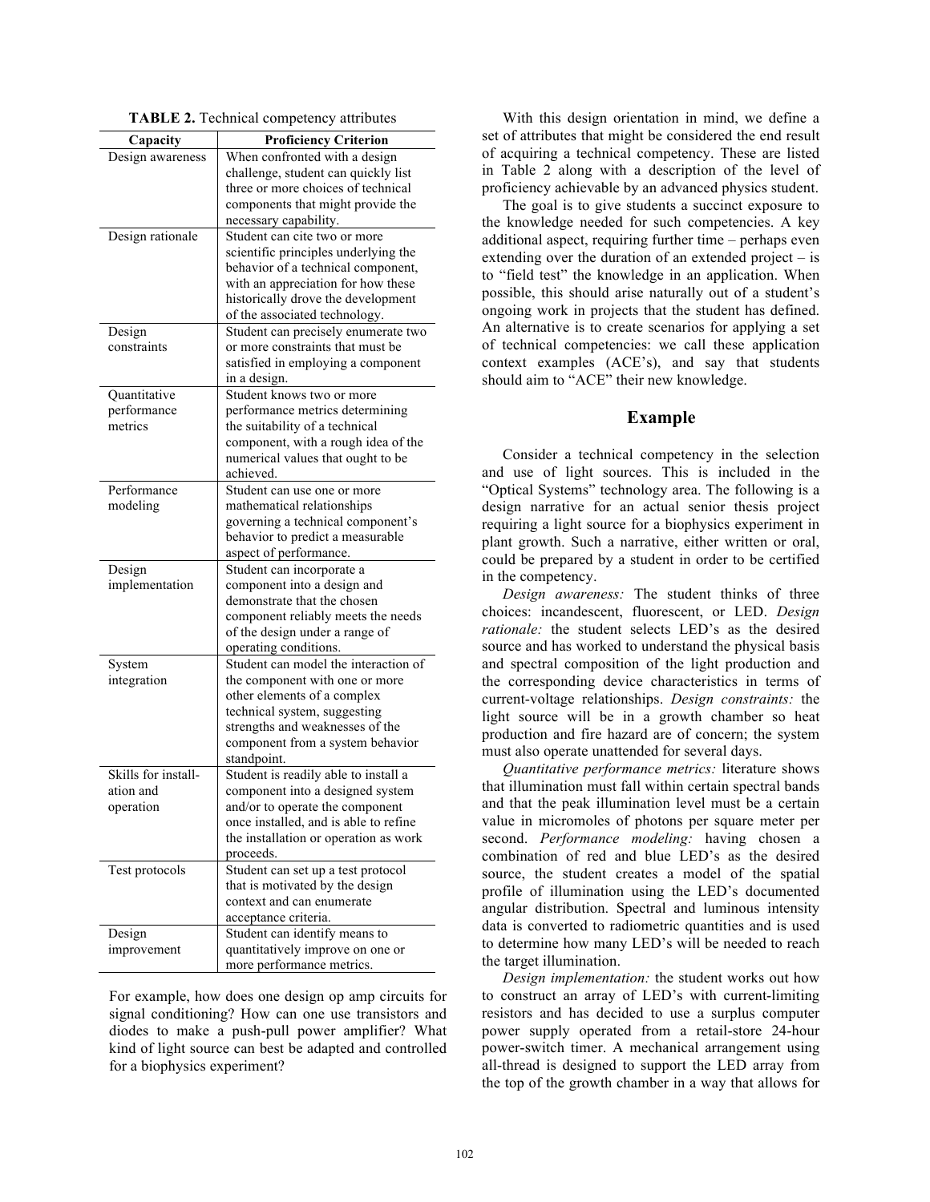**TABLE 2.** Technical competency attributes

| Capacity | Proficiency Criterion |
| --- | --- |
| Design awareness | When confronted with a design challenge, student can quickly list three or more choices of technical components that might provide the necessary capability. |
| Design rationale | Student can cite two or more scientific principles underlying the behavior of a technical component, with an appreciation for how these historically drove the development of the associated technology. |
| Design constraints | Student can precisely enumerate two or more constraints that must be satisfied in employing a component in a design. |
| Quantitative performance metrics | Student knows two or more performance metrics determining the suitability of a technical component, with a rough idea of the numerical values that ought to be achieved. |
| Performance modeling | Student can use one or more mathematical relationships governing a technical component's behavior to predict a measurable aspect of performance. |
| Design implementation | Student can incorporate a component into a design and demonstrate that the chosen component reliably meets the needs of the design under a range of operating conditions. |
| System integration | Student can model the interaction of the component with one or more other elements of a complex technical system, suggesting strengths and weaknesses of the component from a system behavior standpoint. |
| Skills for installation and operation | Student is readily able to install a component into a designed system and/or to operate the component once installed, and is able to refine the installation or operation as work proceeds. |
| Test protocols | Student can set up a test protocol that is motivated by the design context and can enumerate acceptance criteria. |
| Design improvement | Student can identify means to quantitatively improve on one or more performance metrics. |

For example, how does one design op amp circuits for signal conditioning? How can one use transistors and diodes to make a push-pull power amplifier? What kind of light source can best be adapted and controlled for a biophysics experiment?

With this design orientation in mind, we define a set of attributes that might be considered the end result of acquiring a technical competency. These are listed in Table 2 along with a description of the level of proficiency achievable by an advanced physics student.

The goal is to give students a succinct exposure to the knowledge needed for such competencies. A key additional aspect, requiring further time – perhaps even extending over the duration of an extended project – is to "field test" the knowledge in an application. When possible, this should arise naturally out of a student's ongoing work in projects that the student has defined. An alternative is to create scenarios for applying a set of technical competencies: we call these application context examples (ACE's), and say that students should aim to "ACE" their new knowledge.

## Example

Consider a technical competency in the selection and use of light sources. This is included in the "Optical Systems" technology area. The following is a design narrative for an actual senior thesis project requiring a light source for a biophysics experiment in plant growth. Such a narrative, either written or oral, could be prepared by a student in order to be certified in the competency.

*Design awareness:* The student thinks of three choices: incandescent, fluorescent, or LED. *Design rationale:* the student selects LED's as the desired source and has worked to understand the physical basis and spectral composition of the light production and the corresponding device characteristics in terms of current-voltage relationships. *Design constraints:* the light source will be in a growth chamber so heat production and fire hazard are of concern; the system must also operate unattended for several days.

*Quantitative performance metrics:* literature shows that illumination must fall within certain spectral bands and that the peak illumination level must be a certain value in micromoles of photons per square meter per second. *Performance modeling:* having chosen a combination of red and blue LED's as the desired source, the student creates a model of the spatial profile of illumination using the LED's documented angular distribution. Spectral and luminous intensity data is converted to radiometric quantities and is used to determine how many LED's will be needed to reach the target illumination.

*Design implementation:* the student works out how to construct an array of LED's with current-limiting resistors and has decided to use a surplus computer power supply operated from a retail-store 24-hour power-switch timer. A mechanical arrangement using all-thread is designed to support the LED array from the top of the growth chamber in a way that allows for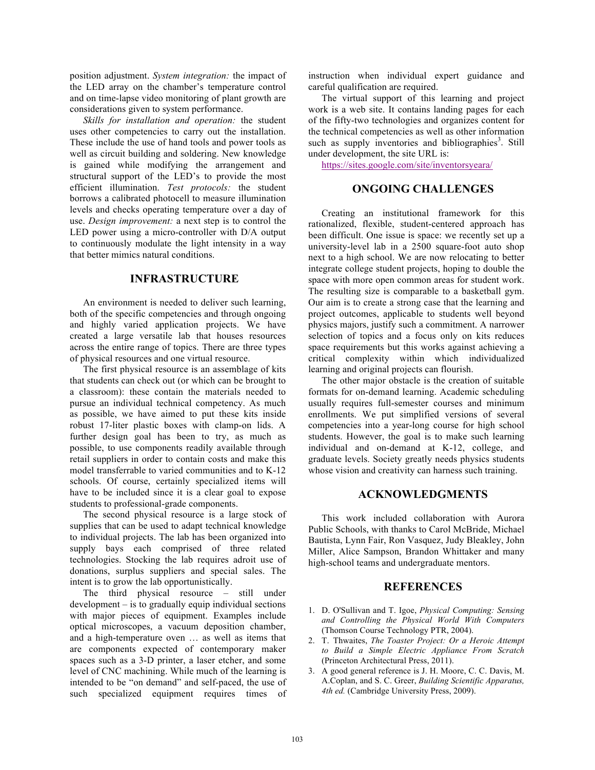position adjustment. *System integration:* the impact of the LED array on the chamber's temperature control and on time-lapse video monitoring of plant growth are considerations given to system performance.

*Skills for installation and operation:* the student uses other competencies to carry out the installation. These include the use of hand tools and power tools as well as circuit building and soldering. New knowledge is gained while modifying the arrangement and structural support of the LED's to provide the most efficient illumination. *Test protocols:* the student borrows a calibrated photocell to measure illumination levels and checks operating temperature over a day of use. *Design improvement:* a next step is to control the LED power using a micro-controller with D/A output to continuously modulate the light intensity in a way that better mimics natural conditions.

## INFRASTRUCTURE

An environment is needed to deliver such learning, both of the specific competencies and through ongoing and highly varied application projects. We have created a large versatile lab that houses resources across the entire range of topics. There are three types of physical resources and one virtual resource.

The first physical resource is an assemblage of kits that students can check out (or which can be brought to a classroom): these contain the materials needed to pursue an individual technical competency. As much as possible, we have aimed to put these kits inside robust 17-liter plastic boxes with clamp-on lids. A further design goal has been to try, as much as possible, to use components readily available through retail suppliers in order to contain costs and make this model transferrable to varied communities and to K-12 schools. Of course, certainly specialized items will have to be included since it is a clear goal to expose students to professional-grade components.

The second physical resource is a large stock of supplies that can be used to adapt technical knowledge to individual projects. The lab has been organized into supply bays each comprised of three related technologies. Stocking the lab requires adroit use of donations, surplus suppliers and special sales. The intent is to grow the lab opportunistically.

The third physical resource – still under development – is to gradually equip individual sections with major pieces of equipment. Examples include optical microscopes, a vacuum deposition chamber, and a high-temperature oven … as well as items that are components expected of contemporary maker spaces such as a 3-D printer, a laser etcher, and some level of CNC machining. While much of the learning is intended to be "on demand" and self-paced, the use of such specialized equipment requires times of instruction when individual expert guidance and careful qualification are required.

The virtual support of this learning and project work is a web site. It contains landing pages for each of the fifty-two technologies and organizes content for the technical competencies as well as other information such as supply inventories and bibliographies[3]. Still under development, the site URL is:

https://sites.google.com/site/inventorsyeara/

## ONGOING CHALLENGES

Creating an institutional framework for this rationalized, flexible, student-centered approach has been difficult. One issue is space: we recently set up a university-level lab in a 2500 square-foot auto shop next to a high school. We are now relocating to better integrate college student projects, hoping to double the space with more open common areas for student work. The resulting size is comparable to a basketball gym. Our aim is to create a strong case that the learning and project outcomes, applicable to students well beyond physics majors, justify such a commitment. A narrower selection of topics and a focus only on kits reduces space requirements but this works against achieving a critical complexity within which individualized learning and original projects can flourish.

The other major obstacle is the creation of suitable formats for on-demand learning. Academic scheduling usually requires full-semester courses and minimum enrollments. We put simplified versions of several competencies into a year-long course for high school students. However, the goal is to make such learning individual and on-demand at K-12, college, and graduate levels. Society greatly needs physics students whose vision and creativity can harness such training.

## ACKNOWLEDGMENTS

This work included collaboration with Aurora Public Schools, with thanks to Carol McBride, Michael Bautista, Lynn Fair, Ron Vasquez, Judy Bleakley, John Miller, Alice Sampson, Brandon Whittaker and many high-school teams and undergraduate mentors.

## REFERENCES

1. D. O'Sullivan and T. Igoe, *Physical Computing: Sensing and Controlling the Physical World With Computers* (Thomson Course Technology PTR, 2004).
2. T. Thwaites, *The Toaster Project: Or a Heroic Attempt to Build a Simple Electric Appliance From Scratch* (Princeton Architectural Press, 2011).
3. A good general reference is J. H. Moore, C. C. Davis, M. A.Coplan, and S. C. Greer, *Building Scientific Apparatus, 4th ed.* (Cambridge University Press, 2009).